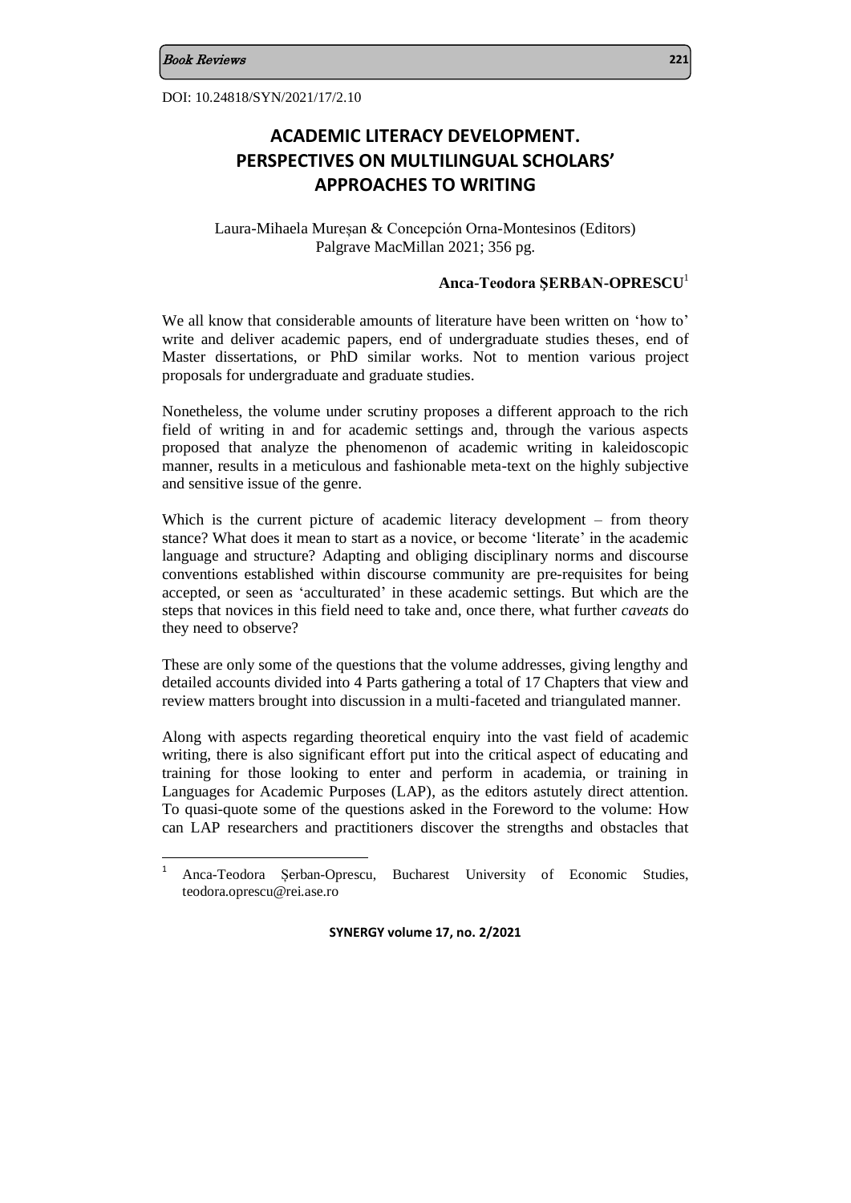DOI: 10.24818/SYN/2021/17/2.10

# ACADEMIC LITERACY DEVELOPMENT. PERSPECTIVES ON MULTILINGUAL SCHOLARS' APPROACHES TO WRITING

Laura-Mihaela Mureşan & Concepción Orna-Montesinos (Editors)
Palgrave MacMillan 2021; 356 pg.

**Anca-Teodora ŞERBAN-OPRESCU**[1]

We all know that considerable amounts of literature have been written on 'how to' write and deliver academic papers, end of undergraduate studies theses, end of Master dissertations, or PhD similar works. Not to mention various project proposals for undergraduate and graduate studies.

Nonetheless, the volume under scrutiny proposes a different approach to the rich field of writing in and for academic settings and, through the various aspects proposed that analyze the phenomenon of academic writing in kaleidoscopic manner, results in a meticulous and fashionable meta-text on the highly subjective and sensitive issue of the genre.

Which is the current picture of academic literacy development – from theory stance? What does it mean to start as a novice, or become 'literate' in the academic language and structure? Adapting and obliging disciplinary norms and discourse conventions established within discourse community are pre-requisites for being accepted, or seen as 'acculturated' in these academic settings. But which are the steps that novices in this field need to take and, once there, what further *caveats* do they need to observe?

These are only some of the questions that the volume addresses, giving lengthy and detailed accounts divided into 4 Parts gathering a total of 17 Chapters that view and review matters brought into discussion in a multi-faceted and triangulated manner.

Along with aspects regarding theoretical enquiry into the vast field of academic writing, there is also significant effort put into the critical aspect of educating and training for those looking to enter and perform in academia, or training in Languages for Academic Purposes (LAP), as the editors astutely direct attention. To quasi-quote some of the questions asked in the Foreword to the volume: How can LAP researchers and practitioners discover the strengths and obstacles that

[1] Anca-Teodora Şerban-Oprescu, Bucharest University of Economic Studies, teodora.oprescu@rei.ase.ro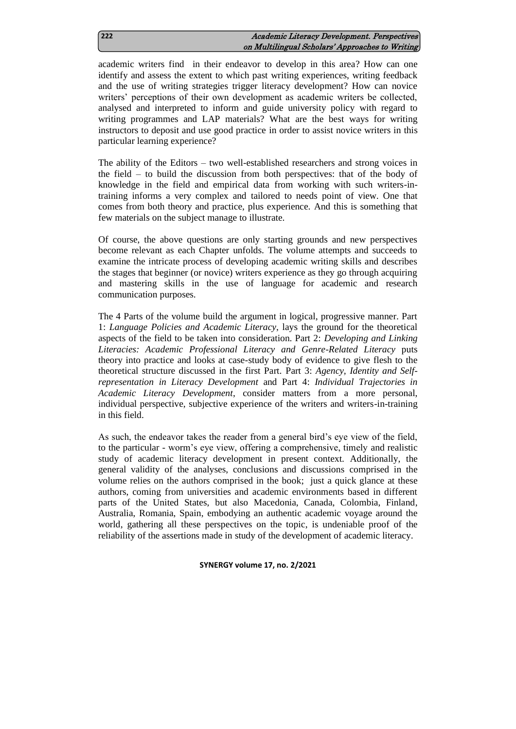academic writers find in their endeavor to develop in this area? How can one identify and assess the extent to which past writing experiences, writing feedback and the use of writing strategies trigger literacy development? How can novice writers' perceptions of their own development as academic writers be collected, analysed and interpreted to inform and guide university policy with regard to writing programmes and LAP materials? What are the best ways for writing instructors to deposit and use good practice in order to assist novice writers in this particular learning experience?

The ability of the Editors – two well-established researchers and strong voices in the field – to build the discussion from both perspectives: that of the body of knowledge in the field and empirical data from working with such writers-in-training informs a very complex and tailored to needs point of view. One that comes from both theory and practice, plus experience. And this is something that few materials on the subject manage to illustrate.

Of course, the above questions are only starting grounds and new perspectives become relevant as each Chapter unfolds. The volume attempts and succeeds to examine the intricate process of developing academic writing skills and describes the stages that beginner (or novice) writers experience as they go through acquiring and mastering skills in the use of language for academic and research communication purposes.

The 4 Parts of the volume build the argument in logical, progressive manner. Part 1: *Language Policies and Academic Literacy*, lays the ground for the theoretical aspects of the field to be taken into consideration. Part 2: *Developing and Linking Literacies: Academic Professional Literacy and Genre-Related Literacy* puts theory into practice and looks at case-study body of evidence to give flesh to the theoretical structure discussed in the first Part. Part 3: *Agency, Identity and Self-representation in Literacy Development* and Part 4: *Individual Trajectories in Academic Literacy Development*, consider matters from a more personal, individual perspective, subjective experience of the writers and writers-in-training in this field.

As such, the endeavor takes the reader from a general bird's eye view of the field, to the particular - worm's eye view, offering a comprehensive, timely and realistic study of academic literacy development in present context. Additionally, the general validity of the analyses, conclusions and discussions comprised in the volume relies on the authors comprised in the book; just a quick glance at these authors, coming from universities and academic environments based in different parts of the United States, but also Macedonia, Canada, Colombia, Finland, Australia, Romania, Spain, embodying an authentic academic voyage around the world, gathering all these perspectives on the topic, is undeniable proof of the reliability of the assertions made in study of the development of academic literacy.